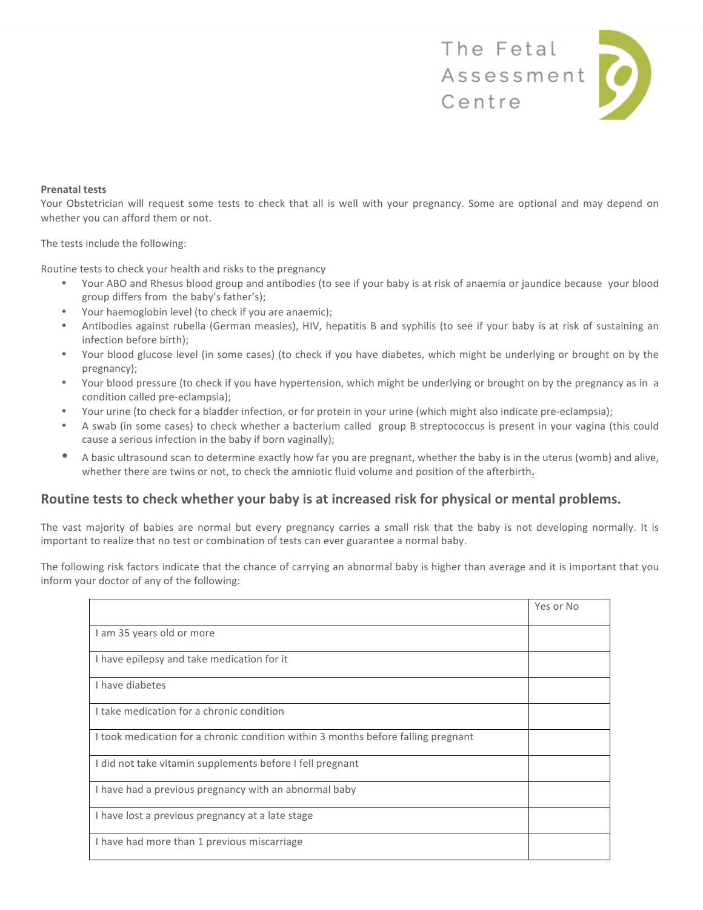The Fetal Assessment Centre

**Prenatal tests**

Your Obstetrician will request some tests to check that all is well with your pregnancy. Some are optional and may depend on whether you can afford them or not.

The tests include the following:

Routine tests to check your health and risks to the pregnancy

- Your ABO and Rhesus blood group and antibodies (to see if your baby is at risk of anaemia or jaundice because your blood group differs from the baby's father's);
- Your haemoglobin level (to check if you are anaemic);
- Antibodies against rubella (German measles), HIV, hepatitis B and syphilis (to see if your baby is at risk of sustaining an infection before birth);
- Your blood glucose level (in some cases) (to check if you have diabetes, which might be underlying or brought on by the pregnancy);
- Your blood pressure (to check if you have hypertension, which might be underlying or brought on by the pregnancy as in a condition called pre-eclampsia);
- Your urine (to check for a bladder infection, or for protein in your urine (which might also indicate pre-eclampsia);
- A swab (in some cases) to check whether a bacterium called group B streptococcus is present in your vagina (this could cause a serious infection in the baby if born vaginally);
- A basic ultrasound scan to determine exactly how far you are pregnant, whether the baby is in the uterus (womb) and alive, whether there are twins or not, to check the amniotic fluid volume and position of the afterbirth.

## Routine tests to check whether your baby is at increased risk for physical or mental problems.

The vast majority of babies are normal but every pregnancy carries a small risk that the baby is not developing normally. It is important to realize that no test or combination of tests can ever guarantee a normal baby.

The following risk factors indicate that the chance of carrying an abnormal baby is higher than average and it is important that you inform your doctor of any of the following:

| | Yes or No |
|---|---|
| I am 35 years old or more | |
| I have epilepsy and take medication for it | |
| I have diabetes | |
| I take medication for a chronic condition | |
| I took medication for a chronic condition within 3 months before falling pregnant | |
| I did not take vitamin supplements before I fell pregnant | |
| I have had a previous pregnancy with an abnormal baby | |
| I have lost a previous pregnancy at a late stage | |
| I have had more than 1 previous miscarriage | |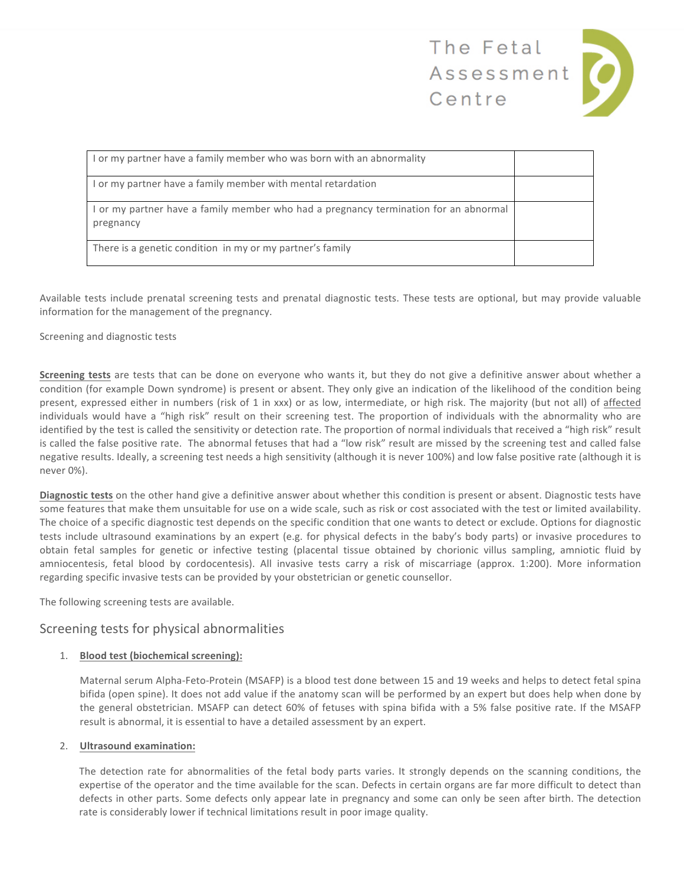| I or my partner have a family member who was born with an abnormality | |
|---|---|
| I or my partner have a family member with mental retardation | |
| I or my partner have a family member who had a pregnancy termination for an abnormal pregnancy | |
| There is a genetic condition in my or my partner's family | |

Available tests include prenatal screening tests and prenatal diagnostic tests. These tests are optional, but may provide valuable information for the management of the pregnancy.

Screening and diagnostic tests

**Screening tests** are tests that can be done on everyone who wants it, but they do not give a definitive answer about whether a condition (for example Down syndrome) is present or absent. They only give an indication of the likelihood of the condition being present, expressed either in numbers (risk of 1 in xxx) or as low, intermediate, or high risk. The majority (but not all) of affected individuals would have a "high risk" result on their screening test. The proportion of individuals with the abnormality who are identified by the test is called the sensitivity or detection rate. The proportion of normal individuals that received a "high risk" result is called the false positive rate. The abnormal fetuses that had a "low risk" result are missed by the screening test and called false negative results. Ideally, a screening test needs a high sensitivity (although it is never 100%) and low false positive rate (although it is never 0%).

**Diagnostic tests** on the other hand give a definitive answer about whether this condition is present or absent. Diagnostic tests have some features that make them unsuitable for use on a wide scale, such as risk or cost associated with the test or limited availability. The choice of a specific diagnostic test depends on the specific condition that one wants to detect or exclude. Options for diagnostic tests include ultrasound examinations by an expert (e.g. for physical defects in the baby's body parts) or invasive procedures to obtain fetal samples for genetic or infective testing (placental tissue obtained by chorionic villus sampling, amniotic fluid by amniocentesis, fetal blood by cordocentesis). All invasive tests carry a risk of miscarriage (approx. 1:200). More information regarding specific invasive tests can be provided by your obstetrician or genetic counsellor.

The following screening tests are available.

## Screening tests for physical abnormalities

1. **Blood test (biochemical screening):**

   Maternal serum Alpha-Feto-Protein (MSAFP) is a blood test done between 15 and 19 weeks and helps to detect fetal spina bifida (open spine). It does not add value if the anatomy scan will be performed by an expert but does help when done by the general obstetrician. MSAFP can detect 60% of fetuses with spina bifida with a 5% false positive rate. If the MSAFP result is abnormal, it is essential to have a detailed assessment by an expert.

2. **Ultrasound examination:**

   The detection rate for abnormalities of the fetal body parts varies. It strongly depends on the scanning conditions, the expertise of the operator and the time available for the scan. Defects in certain organs are far more difficult to detect than defects in other parts. Some defects only appear late in pregnancy and some can only be seen after birth. The detection rate is considerably lower if technical limitations result in poor image quality.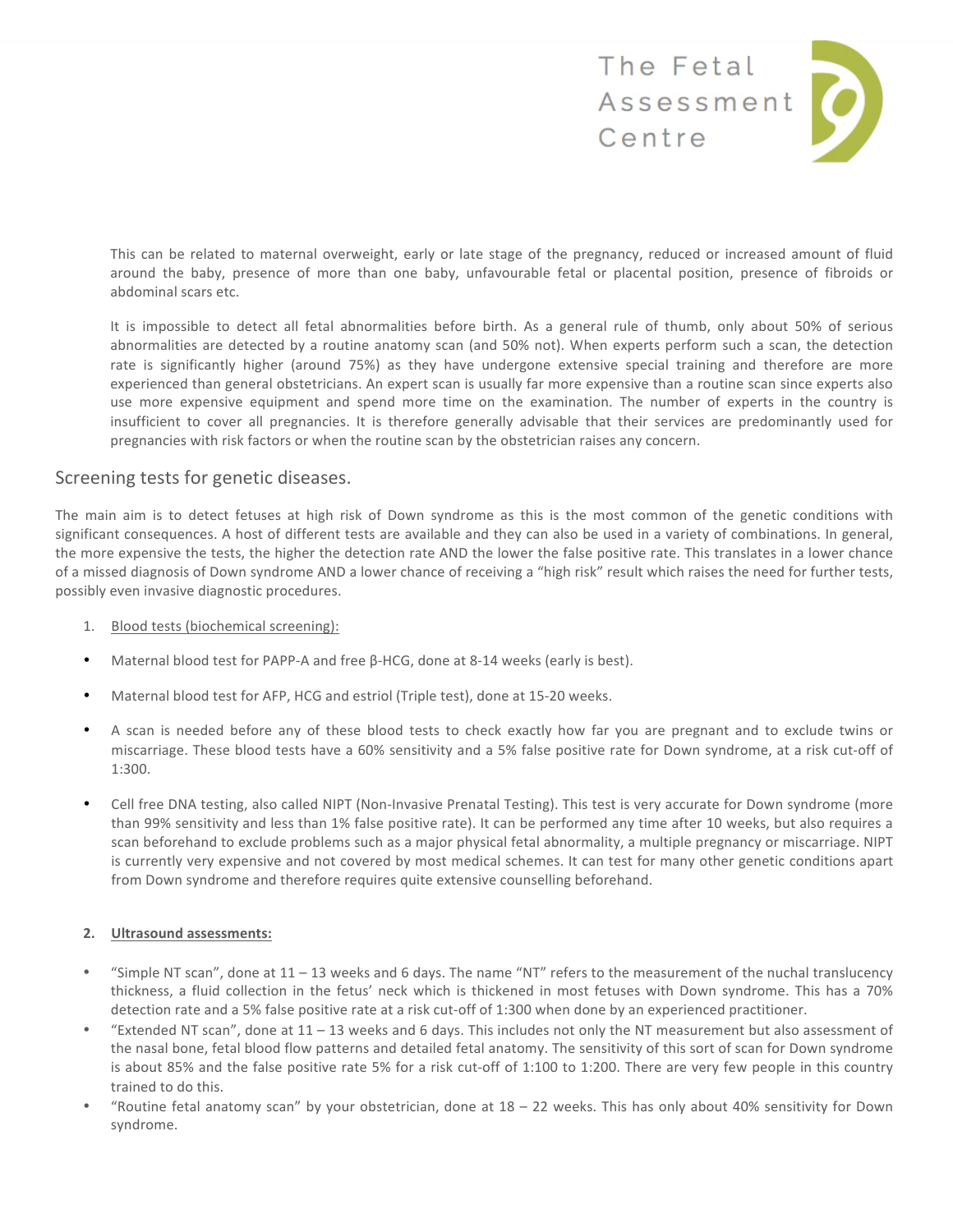This can be related to maternal overweight, early or late stage of the pregnancy, reduced or increased amount of fluid around the baby, presence of more than one baby, unfavourable fetal or placental position, presence of fibroids or abdominal scars etc.

It is impossible to detect all fetal abnormalities before birth. As a general rule of thumb, only about 50% of serious abnormalities are detected by a routine anatomy scan (and 50% not). When experts perform such a scan, the detection rate is significantly higher (around 75%) as they have undergone extensive special training and therefore are more experienced than general obstetricians. An expert scan is usually far more expensive than a routine scan since experts also use more expensive equipment and spend more time on the examination. The number of experts in the country is insufficient to cover all pregnancies. It is therefore generally advisable that their services are predominantly used for pregnancies with risk factors or when the routine scan by the obstetrician raises any concern.

## Screening tests for genetic diseases.

The main aim is to detect fetuses at high risk of Down syndrome as this is the most common of the genetic conditions with significant consequences. A host of different tests are available and they can also be used in a variety of combinations. In general, the more expensive the tests, the higher the detection rate AND the lower the false positive rate. This translates in a lower chance of a missed diagnosis of Down syndrome AND a lower chance of receiving a "high risk" result which raises the need for further tests, possibly even invasive diagnostic procedures.

1. <u>Blood tests (biochemical screening):</u>

- Maternal blood test for PAPP-A and free β-HCG, done at 8-14 weeks (early is best).
- Maternal blood test for AFP, HCG and estriol (Triple test), done at 15-20 weeks.
- A scan is needed before any of these blood tests to check exactly how far you are pregnant and to exclude twins or miscarriage. These blood tests have a 60% sensitivity and a 5% false positive rate for Down syndrome, at a risk cut-off of 1:300.
- Cell free DNA testing, also called NIPT (Non-Invasive Prenatal Testing). This test is very accurate for Down syndrome (more than 99% sensitivity and less than 1% false positive rate). It can be performed any time after 10 weeks, but also requires a scan beforehand to exclude problems such as a major physical fetal abnormality, a multiple pregnancy or miscarriage. NIPT is currently very expensive and not covered by most medical schemes. It can test for many other genetic conditions apart from Down syndrome and therefore requires quite extensive counselling beforehand.

2. **<u>Ultrasound assessments:</u>**

- "Simple NT scan", done at 11 – 13 weeks and 6 days. The name "NT" refers to the measurement of the nuchal translucency thickness, a fluid collection in the fetus' neck which is thickened in most fetuses with Down syndrome. This has a 70% detection rate and a 5% false positive rate at a risk cut-off of 1:300 when done by an experienced practitioner.
- "Extended NT scan", done at 11 – 13 weeks and 6 days. This includes not only the NT measurement but also assessment of the nasal bone, fetal blood flow patterns and detailed fetal anatomy. The sensitivity of this sort of scan for Down syndrome is about 85% and the false positive rate 5% for a risk cut-off of 1:100 to 1:200. There are very few people in this country trained to do this.
- "Routine fetal anatomy scan" by your obstetrician, done at 18 – 22 weeks. This has only about 40% sensitivity for Down syndrome.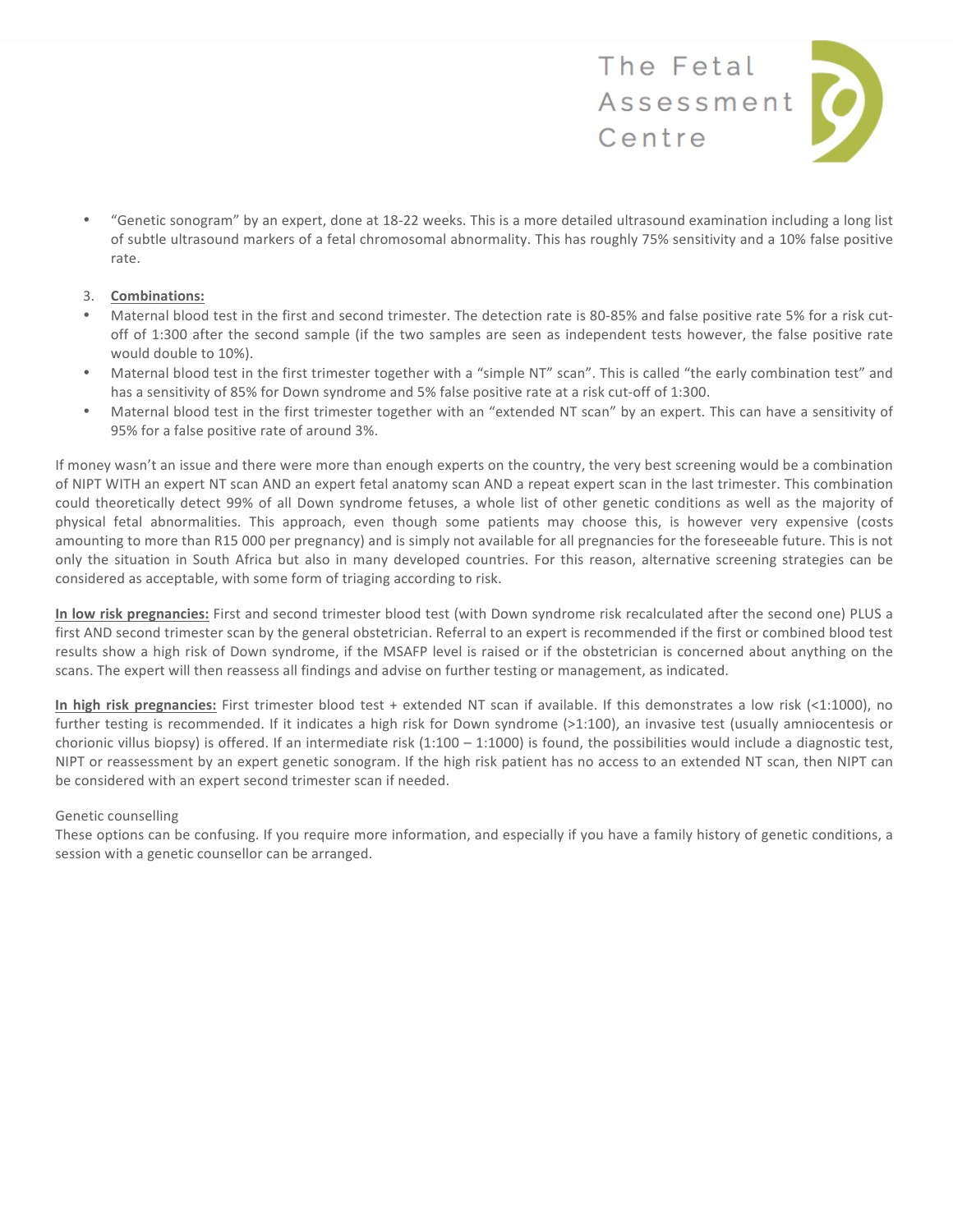- "Genetic sonogram" by an expert, done at 18-22 weeks. This is a more detailed ultrasound examination including a long list of subtle ultrasound markers of a fetal chromosomal abnormality. This has roughly 75% sensitivity and a 10% false positive rate.

3. **Combinations:**

- Maternal blood test in the first and second trimester. The detection rate is 80-85% and false positive rate 5% for a risk cut-off of 1:300 after the second sample (if the two samples are seen as independent tests however, the false positive rate would double to 10%).
- Maternal blood test in the first trimester together with a "simple NT" scan". This is called "the early combination test" and has a sensitivity of 85% for Down syndrome and 5% false positive rate at a risk cut-off of 1:300.
- Maternal blood test in the first trimester together with an "extended NT scan" by an expert. This can have a sensitivity of 95% for a false positive rate of around 3%.

If money wasn't an issue and there were more than enough experts on the country, the very best screening would be a combination of NIPT WITH an expert NT scan AND an expert fetal anatomy scan AND a repeat expert scan in the last trimester. This combination could theoretically detect 99% of all Down syndrome fetuses, a whole list of other genetic conditions as well as the majority of physical fetal abnormalities. This approach, even though some patients may choose this, is however very expensive (costs amounting to more than R15 000 per pregnancy) and is simply not available for all pregnancies for the foreseeable future. This is not only the situation in South Africa but also in many developed countries. For this reason, alternative screening strategies can be considered as acceptable, with some form of triaging according to risk.

**In low risk pregnancies:** First and second trimester blood test (with Down syndrome risk recalculated after the second one) PLUS a first AND second trimester scan by the general obstetrician. Referral to an expert is recommended if the first or combined blood test results show a high risk of Down syndrome, if the MSAFP level is raised or if the obstetrician is concerned about anything on the scans. The expert will then reassess all findings and advise on further testing or management, as indicated.

**In high risk pregnancies:** First trimester blood test + extended NT scan if available. If this demonstrates a low risk (<1:1000), no further testing is recommended. If it indicates a high risk for Down syndrome (>1:100), an invasive test (usually amniocentesis or chorionic villus biopsy) is offered. If an intermediate risk (1:100 – 1:1000) is found, the possibilities would include a diagnostic test, NIPT or reassessment by an expert genetic sonogram. If the high risk patient has no access to an extended NT scan, then NIPT can be considered with an expert second trimester scan if needed.

Genetic counselling

These options can be confusing. If you require more information, and especially if you have a family history of genetic conditions, a session with a genetic counsellor can be arranged.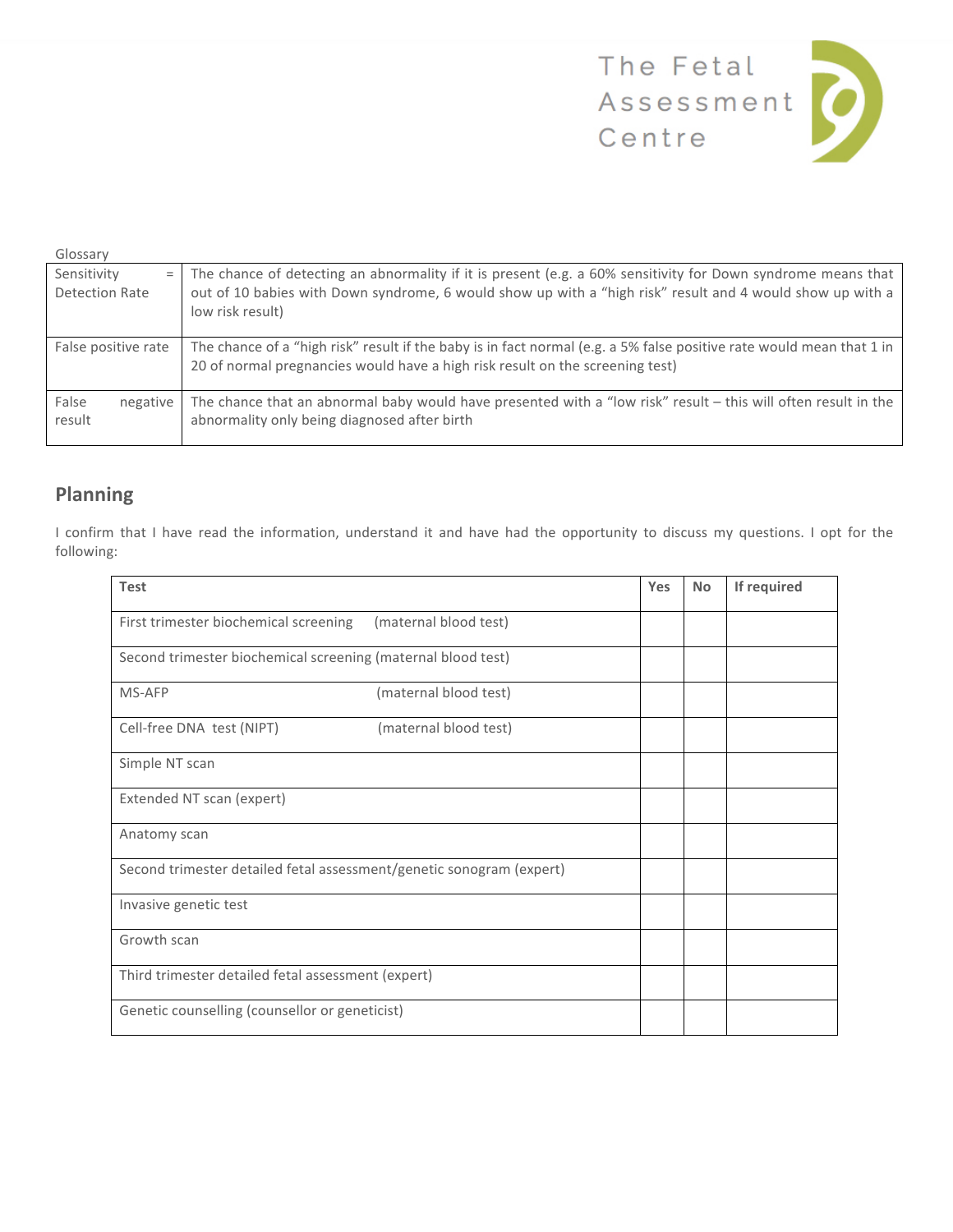Glossary

| Sensitivity = Detection Rate | The chance of detecting an abnormality if it is present (e.g. a 60% sensitivity for Down syndrome means that out of 10 babies with Down syndrome, 6 would show up with a "high risk" result and 4 would show up with a low risk result) |
|---|---|
| False positive rate | The chance of a "high risk" result if the baby is in fact normal (e.g. a 5% false positive rate would mean that 1 in 20 of normal pregnancies would have a high risk result on the screening test) |
| False negative result | The chance that an abnormal baby would have presented with a "low risk" result – this will often result in the abnormality only being diagnosed after birth |

## Planning

I confirm that I have read the information, understand it and have had the opportunity to discuss my questions. I opt for the following:

| Test | Yes | No | If required |
|---|---|---|---|
| First trimester biochemical screening (maternal blood test) | | | |
| Second trimester biochemical screening (maternal blood test) | | | |
| MS-AFP (maternal blood test) | | | |
| Cell-free DNA test (NIPT) (maternal blood test) | | | |
| Simple NT scan | | | |
| Extended NT scan (expert) | | | |
| Anatomy scan | | | |
| Second trimester detailed fetal assessment/genetic sonogram (expert) | | | |
| Invasive genetic test | | | |
| Growth scan | | | |
| Third trimester detailed fetal assessment (expert) | | | |
| Genetic counselling (counsellor or geneticist) | | | |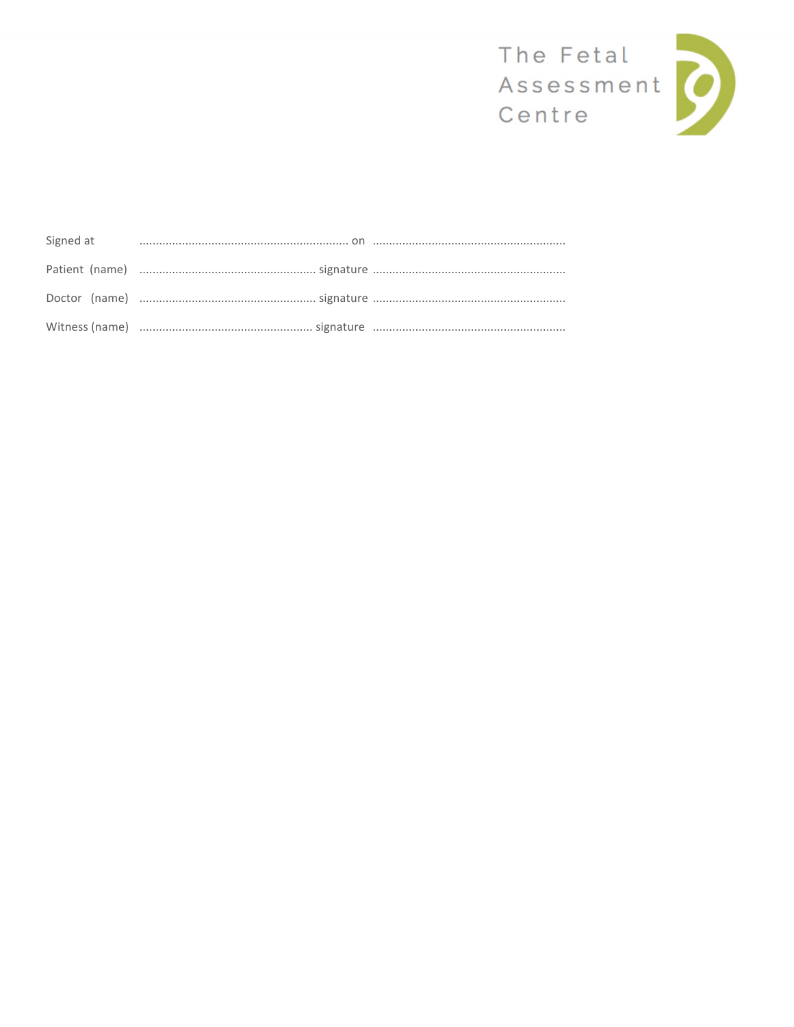The Fetal Assessment Centre

Signed at ................................................................ on ...........................................................

Patient (name) ...................................................... signature ...........................................................

Doctor (name) ...................................................... signature ...........................................................

Witness (name) ..................................................... signature ...........................................................